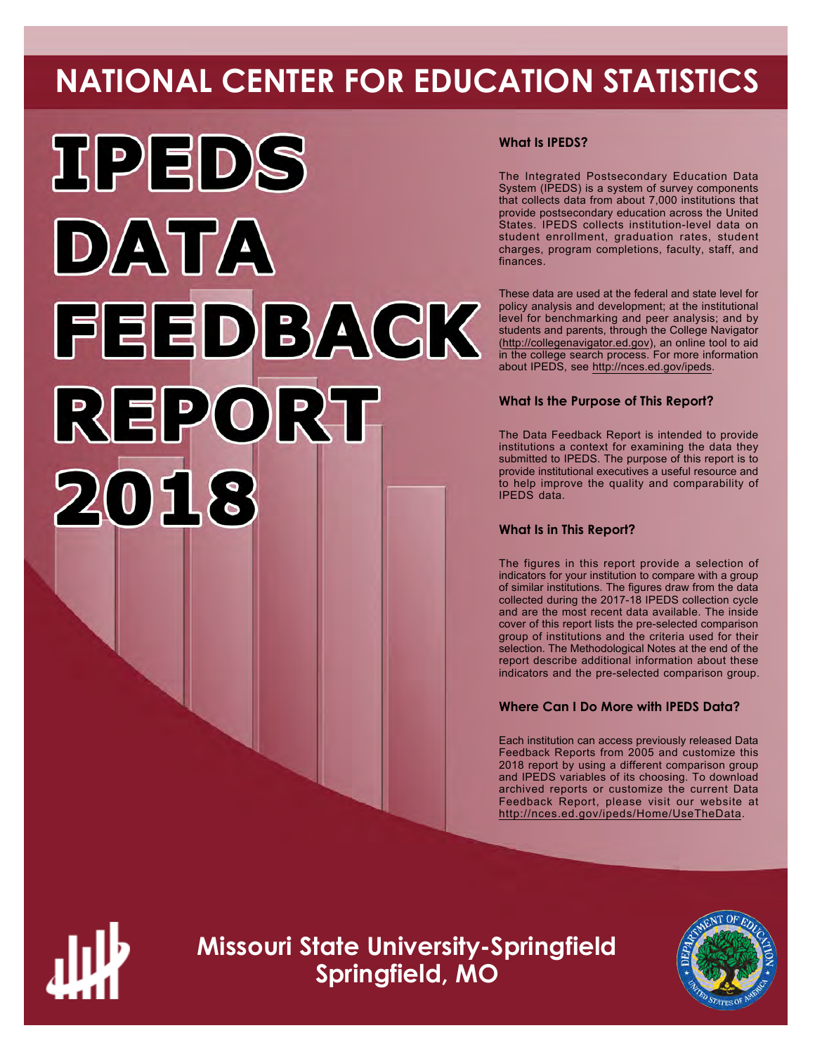# NATIONAL CENTER FOR EDUCATION STATISTICS

# IPEDS DATA FEEDBACK REPORT 2018

### What Is IPEDS?

The Integrated Postsecondary Education Data System (IPEDS) is a system of survey components that collects data from about 7,000 institutions that provide postsecondary education across the United States. IPEDS collects institution-level data on student enrollment, graduation rates, student charges, program completions, faculty, staff, and finances.

These data are used at the federal and state level for policy analysis and development; at the institutional level for benchmarking and peer analysis; and by students and parents, through the College Navigator (http://collegenavigator.ed.gov), an online tool to aid in the college search process. For more information about IPEDS, see http://nces.ed.gov/ipeds.

### What Is the Purpose of This Report?

The Data Feedback Report is intended to provide institutions a context for examining the data they submitted to IPEDS. The purpose of this report is to provide institutional executives a useful resource and to help improve the quality and comparability of IPEDS data.

### What Is in This Report?

The figures in this report provide a selection of indicators for your institution to compare with a group of similar institutions. The figures draw from the data collected during the 2017-18 IPEDS collection cycle and are the most recent data available. The inside cover of this report lists the pre-selected comparison group of institutions and the criteria used for their selection. The Methodological Notes at the end of the report describe additional information about these indicators and the pre-selected comparison group.

### Where Can I Do More with IPEDS Data?

Each institution can access previously released Data Feedback Reports from 2005 and customize this 2018 report by using a different comparison group and IPEDS variables of its choosing. To download archived reports or customize the current Data Feedback Report, please visit our website at http://nces.ed.gov/ipeds/Home/UseTheData.

## Missouri State University-Springfield
## Springfield, MO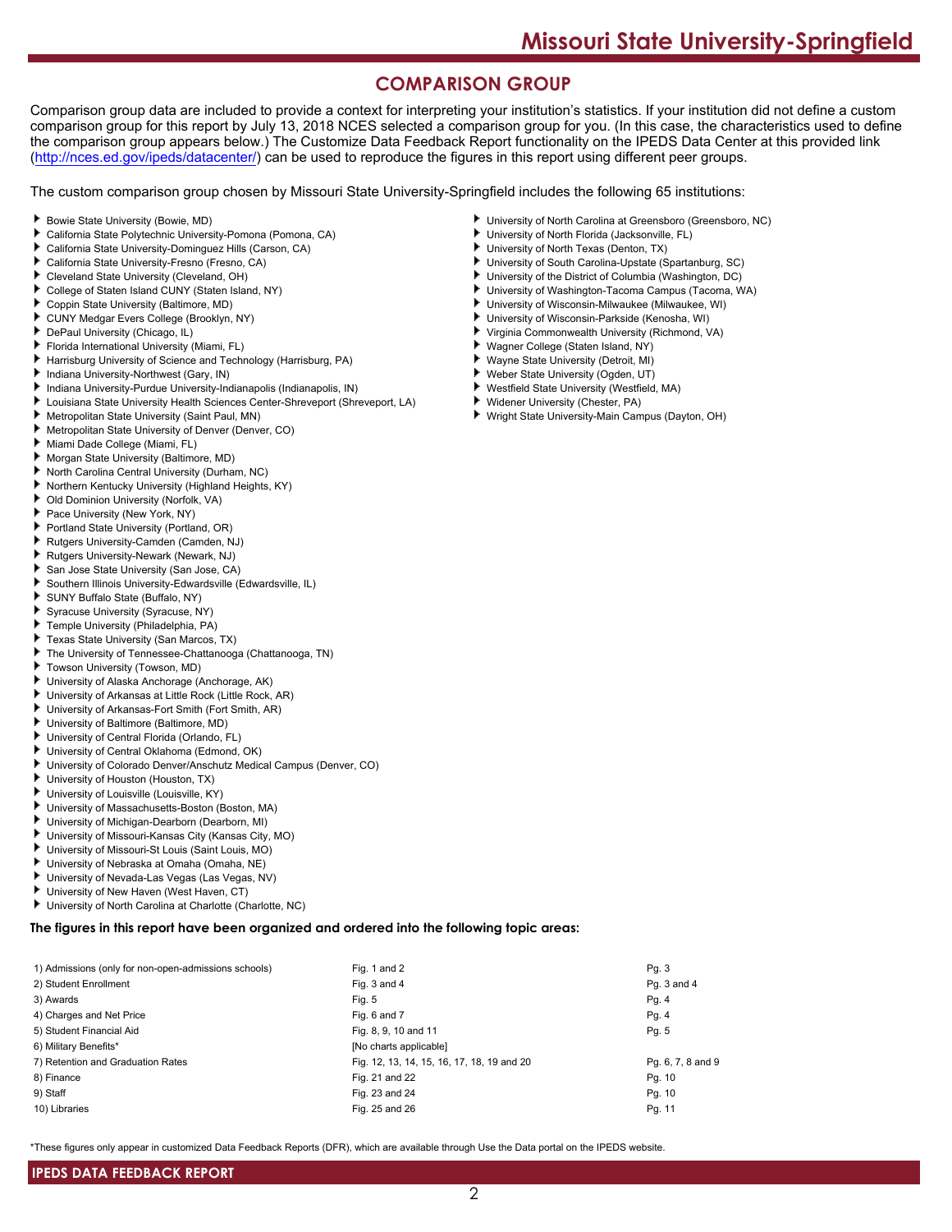## COMPARISON GROUP

Comparison group data are included to provide a context for interpreting your institution's statistics. If your institution did not define a custom comparison group for this report by July 13, 2018 NCES selected a comparison group for you. (In this case, the characteristics used to define the comparison group appears below.) The Customize Data Feedback Report functionality on the IPEDS Data Center at this provided link (http://nces.ed.gov/ipeds/datacenter/) can be used to reproduce the figures in this report using different peer groups.

The custom comparison group chosen by Missouri State University-Springfield includes the following 65 institutions:

- Bowie State University (Bowie, MD)
- California State Polytechnic University-Pomona (Pomona, CA)
- California State University-Dominguez Hills (Carson, CA)
- California State University-Fresno (Fresno, CA)
- Cleveland State University (Cleveland, OH)
- College of Staten Island CUNY (Staten Island, NY)
- Coppin State University (Baltimore, MD)
- CUNY Medgar Evers College (Brooklyn, NY)
- DePaul University (Chicago, IL)
- Florida International University (Miami, FL)
- Harrisburg University of Science and Technology (Harrisburg, PA)
- Indiana University-Northwest (Gary, IN)
- Indiana University-Purdue University-Indianapolis (Indianapolis, IN)
- Louisiana State University Health Sciences Center-Shreveport (Shreveport, LA)
- Metropolitan State University (Saint Paul, MN)
- Metropolitan State University of Denver (Denver, CO)
- Miami Dade College (Miami, FL)
- Morgan State University (Baltimore, MD)
- North Carolina Central University (Durham, NC)
- Northern Kentucky University (Highland Heights, KY)
- Old Dominion University (Norfolk, VA)
- Pace University (New York, NY)
- Portland State University (Portland, OR)
- Rutgers University-Camden (Camden, NJ)
- Rutgers University-Newark (Newark, NJ)
- San Jose State University (San Jose, CA)
- Southern Illinois University-Edwardsville (Edwardsville, IL)
- SUNY Buffalo State (Buffalo, NY)
- Syracuse University (Syracuse, NY)
- Temple University (Philadelphia, PA)
- Texas State University (San Marcos, TX)
- The University of Tennessee-Chattanooga (Chattanooga, TN)
- Towson University (Towson, MD)
- University of Alaska Anchorage (Anchorage, AK)
- University of Arkansas at Little Rock (Little Rock, AR)
- University of Arkansas-Fort Smith (Fort Smith, AR)
- University of Baltimore (Baltimore, MD)
- University of Central Florida (Orlando, FL)
- University of Central Oklahoma (Edmond, OK)
- University of Colorado Denver/Anschutz Medical Campus (Denver, CO)
- University of Houston (Houston, TX)
- University of Louisville (Louisville, KY)
- University of Massachusetts-Boston (Boston, MA)
- University of Michigan-Dearborn (Dearborn, MI)
- University of Missouri-Kansas City (Kansas City, MO)
- University of Missouri-St Louis (Saint Louis, MO)
- University of Nebraska at Omaha (Omaha, NE)
- University of Nevada-Las Vegas (Las Vegas, NV)
- University of New Haven (West Haven, CT)
- University of North Carolina at Charlotte (Charlotte, NC)
- University of North Carolina at Greensboro (Greensboro, NC)
- University of North Florida (Jacksonville, FL)
- University of North Texas (Denton, TX)
- University of South Carolina-Upstate (Spartanburg, SC)
- University of the District of Columbia (Washington, DC)
- University of Washington-Tacoma Campus (Tacoma, WA)
- University of Wisconsin-Milwaukee (Milwaukee, WI)
- University of Wisconsin-Parkside (Kenosha, WI)
- Virginia Commonwealth University (Richmond, VA)
- Wagner College (Staten Island, NY)
- Wayne State University (Detroit, MI)
- Weber State University (Ogden, UT)
- Westfield State University (Westfield, MA)
- Widener University (Chester, PA)
- Wright State University-Main Campus (Dayton, OH)

**The figures in this report have been organized and ordered into the following topic areas:**

| Topic area | Figures | Pages |
|---|---|---|
| 1) Admissions (only for non-open-admissions schools) | Fig. 1 and 2 | Pg. 3 |
| 2) Student Enrollment | Fig. 3 and 4 | Pg. 3 and 4 |
| 3) Awards | Fig. 5 | Pg. 4 |
| 4) Charges and Net Price | Fig. 6 and 7 | Pg. 4 |
| 5) Student Financial Aid | Fig. 8, 9, 10 and 11 | Pg. 5 |
| 6) Military Benefits* | [No charts applicable] | |
| 7) Retention and Graduation Rates | Fig. 12, 13, 14, 15, 16, 17, 18, 19 and 20 | Pg. 6, 7, 8 and 9 |
| 8) Finance | Fig. 21 and 22 | Pg. 10 |
| 9) Staff | Fig. 23 and 24 | Pg. 10 |
| 10) Libraries | Fig. 25 and 26 | Pg. 11 |

*These figures only appear in customized Data Feedback Reports (DFR), which are available through Use the Data portal on the IPEDS website.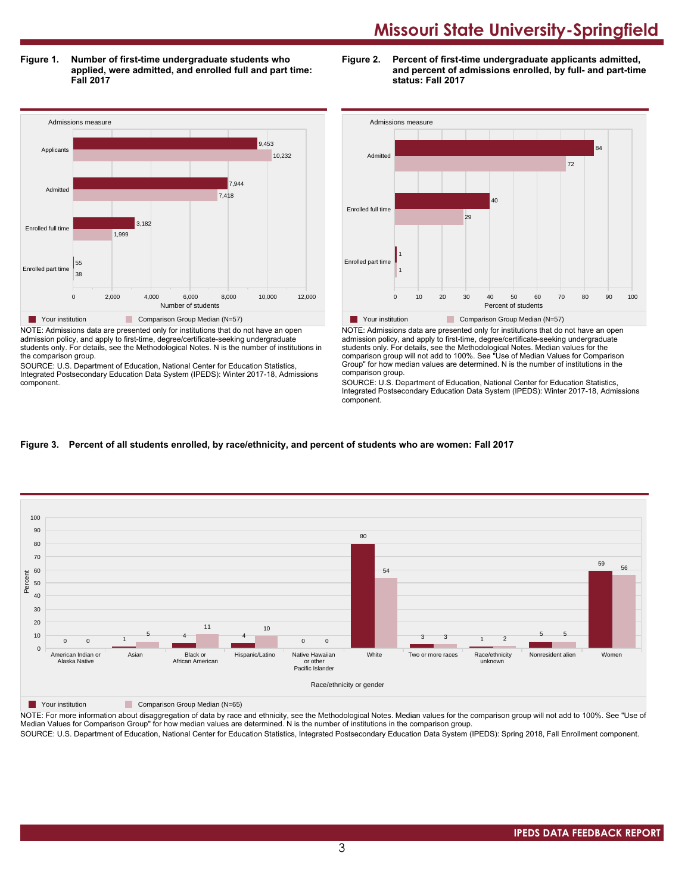# Missouri State University-Springfield

**Figure 1. Number of first-time undergraduate students who applied, were admitted, and enrolled full and part time: Fall 2017**

| Admissions measure | Your institution | Comparison Group Median (N=57) |
|---|---|---|
| Applicants | 9,453 | 10,232 |
| Admitted | 7,944 | 7,418 |
| Enrolled full time | 3,182 | 1,999 |
| Enrolled part time | 55 | 38 |

NOTE: Admissions data are presented only for institutions that do not have an open admission policy, and apply to first-time, degree/certificate-seeking undergraduate students only. For details, see the Methodological Notes. N is the number of institutions in the comparison group.

SOURCE: U.S. Department of Education, National Center for Education Statistics, Integrated Postsecondary Education Data System (IPEDS): Winter 2017-18, Admissions component.

**Figure 2. Percent of first-time undergraduate applicants admitted, and percent of admissions enrolled, by full- and part-time status: Fall 2017**

| Admissions measure | Your institution | Comparison Group Median (N=57) |
|---|---|---|
| Admitted | 84 | 72 |
| Enrolled full time | 40 | 29 |
| Enrolled part time | 1 | 1 |

NOTE: Admissions data are presented only for institutions that do not have an open admission policy, and apply to first-time, degree/certificate-seeking undergraduate students only. For details, see the Methodological Notes. Median values for the comparison group will not add to 100%. See "Use of Median Values for Comparison Group" for how median values are determined. N is the number of institutions in the comparison group.

SOURCE: U.S. Department of Education, National Center for Education Statistics, Integrated Postsecondary Education Data System (IPEDS): Winter 2017-18, Admissions component.

**Figure 3. Percent of all students enrolled, by race/ethnicity, and percent of students who are women: Fall 2017**

| Race/ethnicity or gender | Your institution | Comparison Group Median (N=65) |
|---|---|---|
| American Indian or Alaska Native | 0 | 0 |
| Asian | 1 | 5 |
| Black or African American | 4 | 11 |
| Hispanic/Latino | 4 | 10 |
| Native Hawaiian or other Pacific Islander | 0 | 0 |
| White | 80 | 54 |
| Two or more races | 3 | 3 |
| Race/ethnicity unknown | 1 | 2 |
| Nonresident alien | 5 | 5 |
| Women | 59 | 56 |

NOTE: For more information about disaggregation of data by race and ethnicity, see the Methodological Notes. Median values for the comparison group will not add to 100%. See "Use of Median Values for Comparison Group" for how median values are determined. N is the number of institutions in the comparison group.

SOURCE: U.S. Department of Education, National Center for Education Statistics, Integrated Postsecondary Education Data System (IPEDS): Spring 2018, Fall Enrollment component.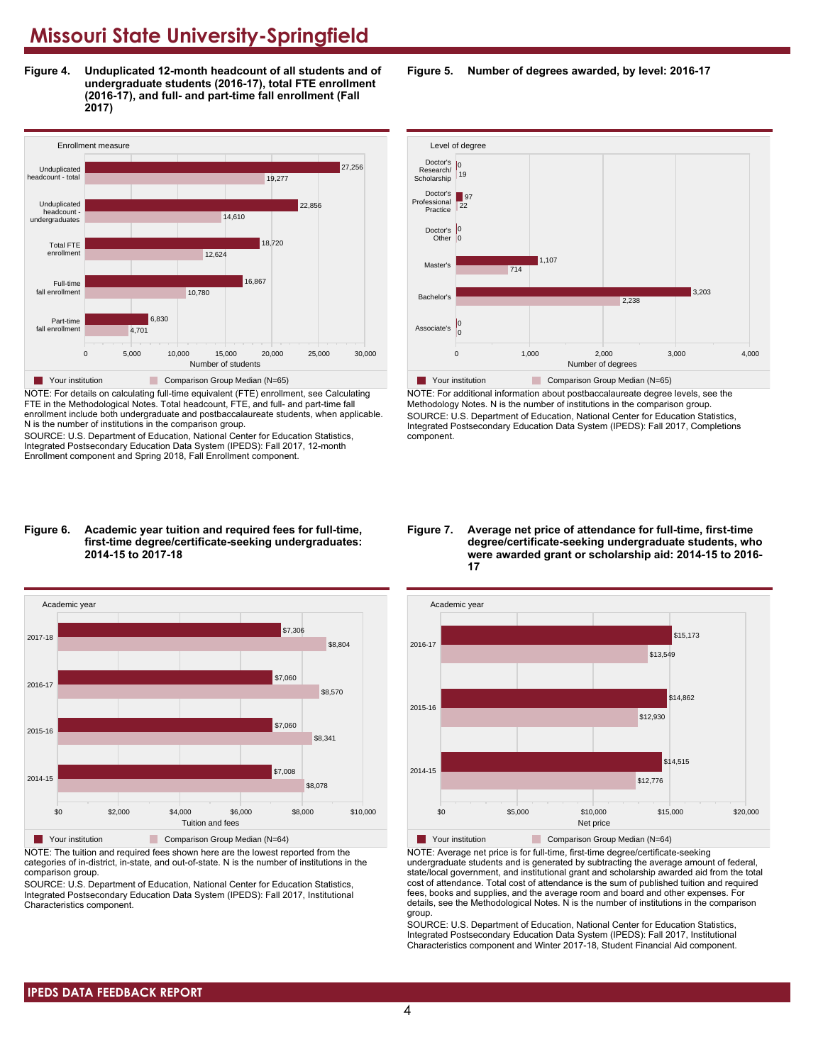# Missouri State University-Springfield

**Figure 4. Unduplicated 12-month headcount of all students and of undergraduate students (2016-17), total FTE enrollment (2016-17), and full- and part-time fall enrollment (Fall 2017)**

| Enrollment measure | Your institution | Comparison Group Median (N=65) |
|---|---|---|
| Unduplicated headcount - total | 27,256 | 19,277 |
| Unduplicated headcount - undergraduates | 22,856 | 14,610 |
| Total FTE enrollment | 18,720 | 12,624 |
| Full-time fall enrollment | 16,867 | 10,780 |
| Part-time fall enrollment | 6,830 | 4,701 |

NOTE: For details on calculating full-time equivalent (FTE) enrollment, see Calculating FTE in the Methodological Notes. Total headcount, FTE, and full- and part-time fall enrollment include both undergraduate and postbaccalaureate students, when applicable. N is the number of institutions in the comparison group.

SOURCE: U.S. Department of Education, National Center for Education Statistics, Integrated Postsecondary Education Data System (IPEDS): Fall 2017, 12-month Enrollment component and Spring 2018, Fall Enrollment component.

**Figure 5. Number of degrees awarded, by level: 2016-17**

| Level of degree | Your institution | Comparison Group Median (N=65) |
|---|---|---|
| Doctor's Research/ Scholarship | 0 | 19 |
| Doctor's Professional Practice | 97 | 22 |
| Doctor's Other | 0 | 0 |
| Master's | 1,107 | 714 |
| Bachelor's | 3,203 | 2,238 |
| Associate's | 0 | 0 |

NOTE: For additional information about postbaccalaureate degree levels, see the Methodology Notes. N is the number of institutions in the comparison group.

SOURCE: U.S. Department of Education, National Center for Education Statistics, Integrated Postsecondary Education Data System (IPEDS): Fall 2017, Completions component.

**Figure 6. Academic year tuition and required fees for full-time, first-time degree/certificate-seeking undergraduates: 2014-15 to 2017-18**

| Academic year | Your institution | Comparison Group Median (N=64) |
|---|---|---|
| 2017-18 | $7,306 | $8,804 |
| 2016-17 | $7,060 | $8,570 |
| 2015-16 | $7,060 | $8,341 |
| 2014-15 | $7,008 | $8,078 |

NOTE: The tuition and required fees shown here are the lowest reported from the categories of in-district, in-state, and out-of-state. N is the number of institutions in the comparison group.

SOURCE: U.S. Department of Education, National Center for Education Statistics, Integrated Postsecondary Education Data System (IPEDS): Fall 2017, Institutional Characteristics component.

**Figure 7. Average net price of attendance for full-time, first-time degree/certificate-seeking undergraduate students, who were awarded grant or scholarship aid: 2014-15 to 2016-17**

| Academic year | Your institution | Comparison Group Median (N=64) |
|---|---|---|
| 2016-17 | $15,173 | $13,549 |
| 2015-16 | $14,862 | $12,930 |
| 2014-15 | $14,515 | $12,776 |

NOTE: Average net price is for full-time, first-time degree/certificate-seeking undergraduate students and is generated by subtracting the average amount of federal, state/local government, and institutional grant and scholarship awarded aid from the total cost of attendance. Total cost of attendance is the sum of published tuition and required fees, books and supplies, and the average room and board and other expenses. For details, see the Methodological Notes. N is the number of institutions in the comparison group.

SOURCE: U.S. Department of Education, National Center for Education Statistics, Integrated Postsecondary Education Data System (IPEDS): Fall 2017, Institutional Characteristics component and Winter 2017-18, Student Financial Aid component.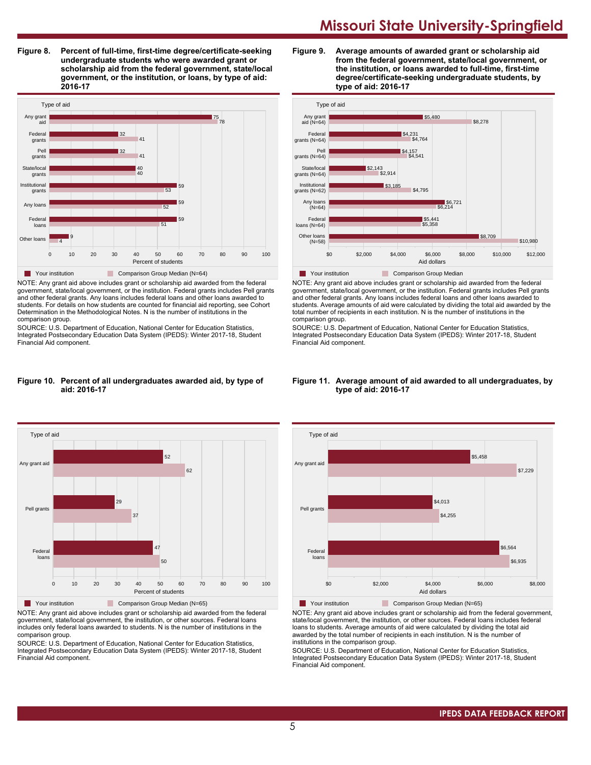**Figure 8. Percent of full-time, first-time degree/certificate-seeking undergraduate students who were awarded grant or scholarship aid from the federal government, state/local government, or the institution, or loans, by type of aid: 2016-17**

| Type of aid | Your institution | Comparison Group Median (N=64) |
|---|---|---|
| Any grant aid | 75 | 78 |
| Federal grants | 32 | 41 |
| Pell grants | 32 | 41 |
| State/local grants | 40 | 40 |
| Institutional grants | 59 | 53 |
| Any loans | 59 | 52 |
| Federal loans | 59 | 51 |
| Other loans | 9 | 4 |

NOTE: Any grant aid above includes grant or scholarship aid awarded from the federal government, state/local government, or the institution. Federal grants includes Pell grants and other federal grants. Any loans includes federal loans and other loans awarded to students. For details on how students are counted for financial aid reporting, see Cohort Determination in the Methodological Notes. N is the number of institutions in the comparison group.

SOURCE: U.S. Department of Education, National Center for Education Statistics, Integrated Postsecondary Education Data System (IPEDS): Winter 2017-18, Student Financial Aid component.

**Figure 9. Average amounts of awarded grant or scholarship aid from the federal government, state/local government, or the institution, or loans awarded to full-time, first-time degree/certificate-seeking undergraduate students, by type of aid: 2016-17**

| Type of aid | Your institution | Comparison Group Median |
|---|---|---|
| Any grant aid (N=64) | $5,480 | $8,278 |
| Federal grants (N=64) | $4,231 | $4,764 |
| Pell grants (N=64) | $4,157 | $4,541 |
| State/local grants (N=64) | $2,143 | $2,914 |
| Institutional grants (N=62) | $3,185 | $4,795 |
| Any loans (N=64) | $6,721 | $6,214 |
| Federal loans (N=64) | $5,441 | $5,358 |
| Other loans (N=58) | $8,709 | $10,980 |

NOTE: Any grant aid above includes grant or scholarship aid awarded from the federal government, state/local government, or the institution. Federal grants includes Pell grants and other federal grants. Any loans includes federal loans and other loans awarded to students. Average amounts of aid were calculated by dividing the total aid awarded by the total number of recipients in each institution. N is the number of institutions in the comparison group.

SOURCE: U.S. Department of Education, National Center for Education Statistics, Integrated Postsecondary Education Data System (IPEDS): Winter 2017-18, Student Financial Aid component.

**Figure 10. Percent of all undergraduates awarded aid, by type of aid: 2016-17**

| Type of aid | Your institution | Comparison Group Median (N=65) |
|---|---|---|
| Any grant aid | 52 | 62 |
| Pell grants | 29 | 37 |
| Federal loans | 47 | 50 |

NOTE: Any grant aid above includes grant or scholarship aid awarded from the federal government, state/local government, the institution, or other sources. Federal loans includes only federal loans awarded to students. N is the number of institutions in the comparison group.

SOURCE: U.S. Department of Education, National Center for Education Statistics, Integrated Postsecondary Education Data System (IPEDS): Winter 2017-18, Student Financial Aid component.

**Figure 11. Average amount of aid awarded to all undergraduates, by type of aid: 2016-17**

| Type of aid | Your institution | Comparison Group Median (N=65) |
|---|---|---|
| Any grant aid | $5,458 | $7,229 |
| Pell grants | $4,013 | $4,255 |
| Federal loans | $6,564 | $6,935 |

NOTE: Any grant aid above includes grant or scholarship aid from the federal government, state/local government, the institution, or other sources. Federal loans includes federal loans to students. Average amounts of aid were calculated by dividing the total aid awarded by the total number of recipients in each institution. N is the number of institutions in the comparison group.

SOURCE: U.S. Department of Education, National Center for Education Statistics, Integrated Postsecondary Education Data System (IPEDS): Winter 2017-18, Student Financial Aid component.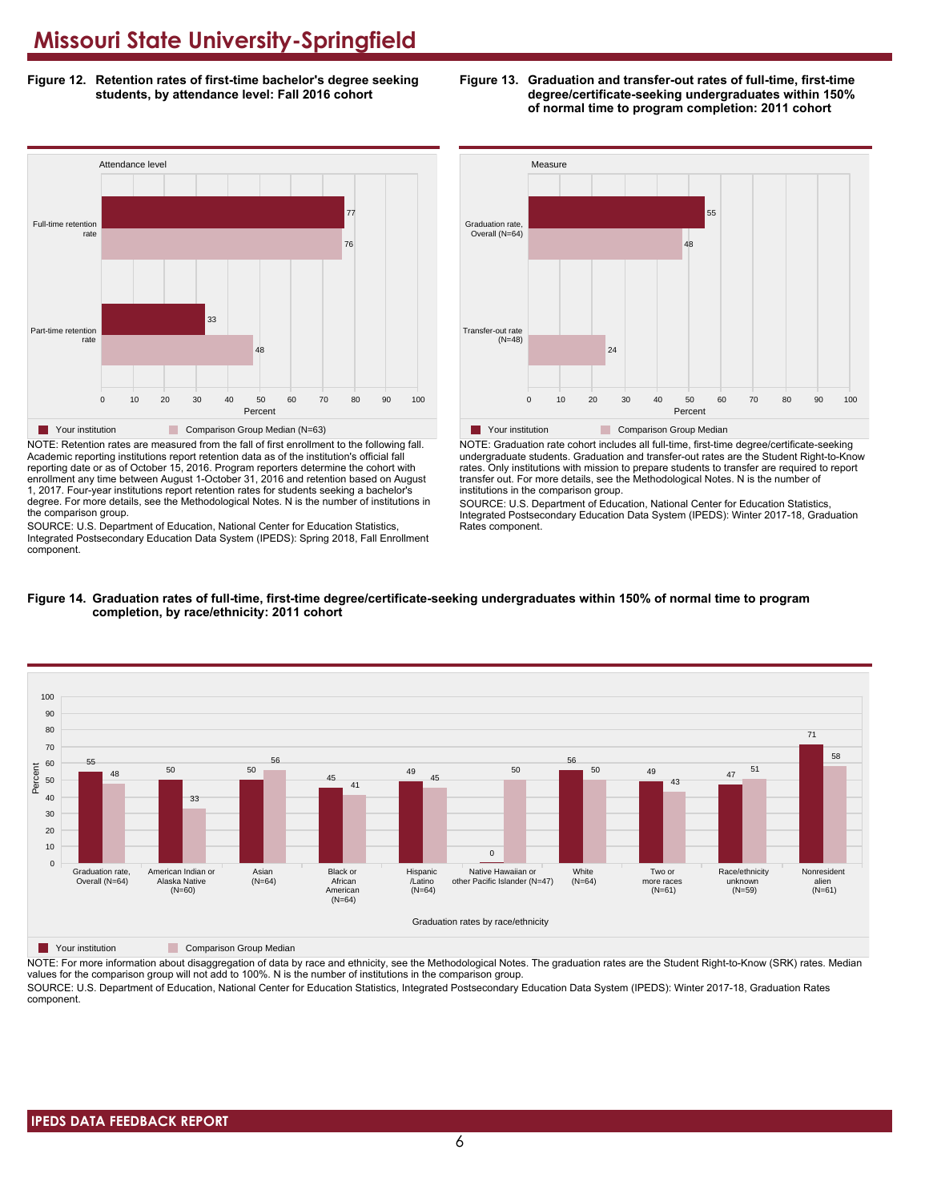# Missouri State University-Springfield

**Figure 12. Retention rates of first-time bachelor's degree seeking students, by attendance level: Fall 2016 cohort**

| Attendance level | Your institution | Comparison Group Median (N=63) |
|---|---|---|
| Full-time retention rate | 77 | 76 |
| Part-time retention rate | 33 | 48 |

NOTE: Retention rates are measured from the fall of first enrollment to the following fall. Academic reporting institutions report retention data as of the institution's official fall reporting date or as of October 15, 2016. Program reporters determine the cohort with enrollment any time between August 1-October 31, 2016 and retention based on August 1, 2017. Four-year institutions report retention rates for students seeking a bachelor's degree. For more details, see the Methodological Notes. N is the number of institutions in the comparison group.

SOURCE: U.S. Department of Education, National Center for Education Statistics, Integrated Postsecondary Education Data System (IPEDS): Spring 2018, Fall Enrollment component.

**Figure 13. Graduation and transfer-out rates of full-time, first-time degree/certificate-seeking undergraduates within 150% of normal time to program completion: 2011 cohort**

| Measure | Your institution | Comparison Group Median |
|---|---|---|
| Graduation rate, Overall (N=64) | 55 | 48 |
| Transfer-out rate (N=48) | | 24 |

NOTE: Graduation rate cohort includes all full-time, first-time degree/certificate-seeking undergraduate students. Graduation and transfer-out rates are the Student Right-to-Know rates. Only institutions with mission to prepare students to transfer are required to report transfer out. For more details, see the Methodological Notes. N is the number of institutions in the comparison group.

SOURCE: U.S. Department of Education, National Center for Education Statistics, Integrated Postsecondary Education Data System (IPEDS): Winter 2017-18, Graduation Rates component.

**Figure 14. Graduation rates of full-time, first-time degree/certificate-seeking undergraduates within 150% of normal time to program completion, by race/ethnicity: 2011 cohort**

| Graduation rates by race/ethnicity | Your institution | Comparison Group Median |
|---|---|---|
| Graduation rate, Overall (N=64) | 55 | 48 |
| American Indian or Alaska Native (N=60) | 50 | 33 |
| Asian (N=64) | 50 | 56 |
| Black or African American (N=64) | 45 | 41 |
| Hispanic /Latino (N=64) | 49 | 45 |
| Native Hawaiian or other Pacific Islander (N=47) | 0 | 50 |
| White (N=64) | 56 | 50 |
| Two or more races (N=61) | 49 | 43 |
| Race/ethnicity unknown (N=59) | 47 | 51 |
| Nonresident alien (N=61) | 71 | 58 |

NOTE: For more information about disaggregation of data by race and ethnicity, see the Methodological Notes. The graduation rates are the Student Right-to-Know (SRK) rates. Median values for the comparison group will not add to 100%. N is the number of institutions in the comparison group.

SOURCE: U.S. Department of Education, National Center for Education Statistics, Integrated Postsecondary Education Data System (IPEDS): Winter 2017-18, Graduation Rates component.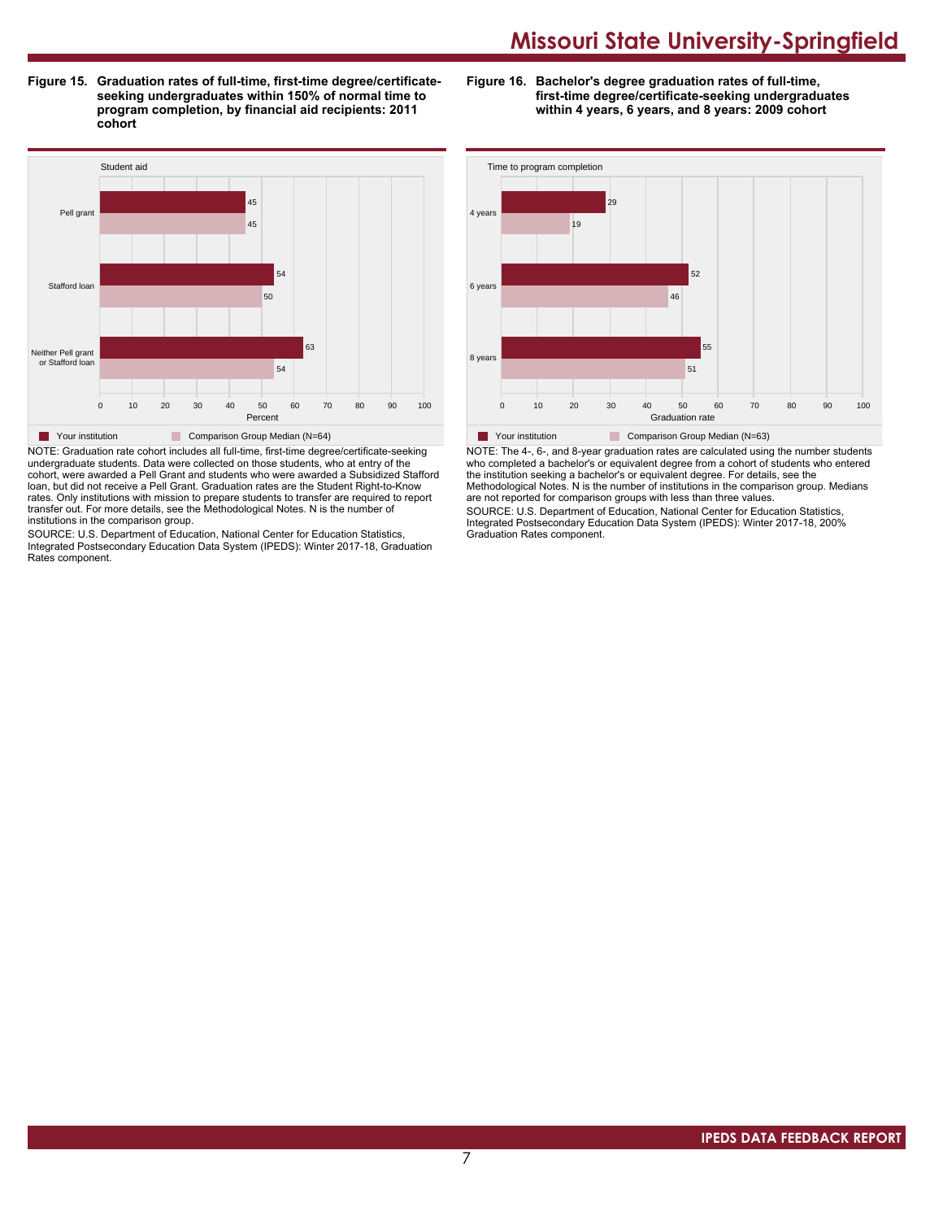# Missouri State University-Springfield

**Figure 15. Graduation rates of full-time, first-time degree/certificate-seeking undergraduates within 150% of normal time to program completion, by financial aid recipients: 2011 cohort**

| Student aid | Your institution | Comparison Group Median (N=64) |
| --- | --- | --- |
| Pell grant | 45 | 45 |
| Stafford loan | 54 | 50 |
| Neither Pell grant or Stafford loan | 63 | 54 |

NOTE: Graduation rate cohort includes all full-time, first-time degree/certificate-seeking undergraduate students. Data were collected on those students, who at entry of the cohort, were awarded a Pell Grant and students who were awarded a Subsidized Stafford loan, but did not receive a Pell Grant. Graduation rates are the Student Right-to-Know rates. Only institutions with mission to prepare students to transfer are required to report transfer out. For more details, see the Methodological Notes. N is the number of institutions in the comparison group.

SOURCE: U.S. Department of Education, National Center for Education Statistics, Integrated Postsecondary Education Data System (IPEDS): Winter 2017-18, Graduation Rates component.

**Figure 16. Bachelor's degree graduation rates of full-time, first-time degree/certificate-seeking undergraduates within 4 years, 6 years, and 8 years: 2009 cohort**

| Time to program completion | Your institution | Comparison Group Median (N=63) |
| --- | --- | --- |
| 4 years | 29 | 19 |
| 6 years | 52 | 46 |
| 8 years | 55 | 51 |

NOTE: The 4-, 6-, and 8-year graduation rates are calculated using the number students who completed a bachelor's or equivalent degree from a cohort of students who entered the institution seeking a bachelor's or equivalent degree. For details, see the Methodological Notes. N is the number of institutions in the comparison group. Medians are not reported for comparison groups with less than three values.

SOURCE: U.S. Department of Education, National Center for Education Statistics, Integrated Postsecondary Education Data System (IPEDS): Winter 2017-18, 200% Graduation Rates component.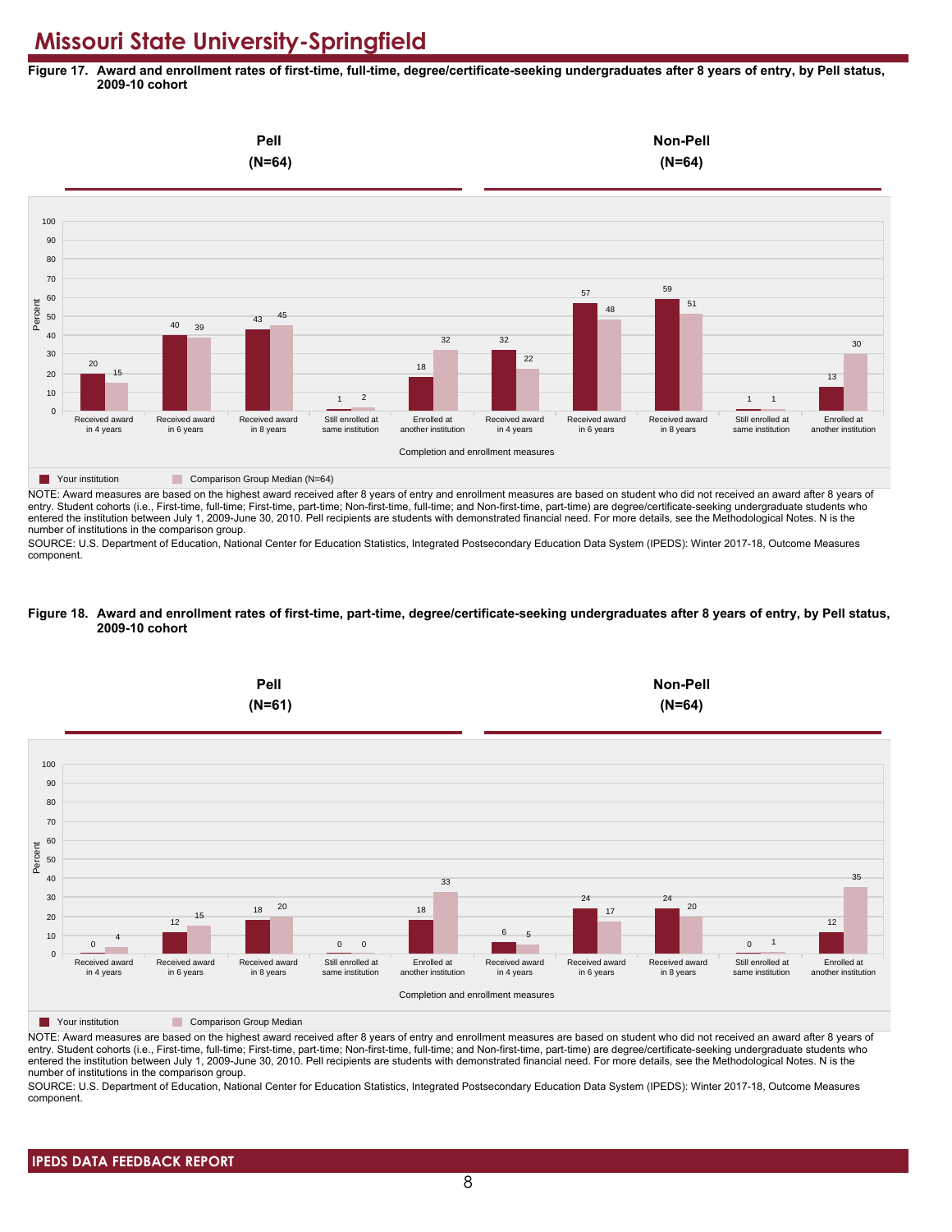# Missouri State University-Springfield

**Figure 17. Award and enrollment rates of first-time, full-time, degree/certificate-seeking undergraduates after 8 years of entry, by Pell status, 2009-10 cohort**

| Completion and enrollment measures | Pell (N=64): Your institution | Pell (N=64): Comparison Group Median (N=64) | Non-Pell (N=64): Your institution | Non-Pell (N=64): Comparison Group Median (N=64) |
|---|---|---|---|---|
| Received award in 4 years | 20 | 15 | 32 | 22 |
| Received award in 6 years | 40 | 39 | 57 | 48 |
| Received award in 8 years | 43 | 45 | 59 | 51 |
| Still enrolled at same institution | 1 | 2 | 1 | 1 |
| Enrolled at another institution | 18 | 32 | 13 | 30 |

NOTE: Award measures are based on the highest award received after 8 years of entry and enrollment measures are based on student who did not received an award after 8 years of entry. Student cohorts (i.e., First-time, full-time; First-time, part-time; Non-first-time, full-time; and Non-first-time, part-time) are degree/certificate-seeking undergraduate students who entered the institution between July 1, 2009-June 30, 2010. Pell recipients are students with demonstrated financial need. For more details, see the Methodological Notes. N is the number of institutions in the comparison group.

SOURCE: U.S. Department of Education, National Center for Education Statistics, Integrated Postsecondary Education Data System (IPEDS): Winter 2017-18, Outcome Measures component.

**Figure 18. Award and enrollment rates of first-time, part-time, degree/certificate-seeking undergraduates after 8 years of entry, by Pell status, 2009-10 cohort**

| Completion and enrollment measures | Pell (N=61): Your institution | Pell (N=61): Comparison Group Median | Non-Pell (N=64): Your institution | Non-Pell (N=64): Comparison Group Median |
|---|---|---|---|---|
| Received award in 4 years | 0 | 4 | 6 | 5 |
| Received award in 6 years | 12 | 15 | 24 | 17 |
| Received award in 8 years | 18 | 20 | 24 | 20 |
| Still enrolled at same institution | 0 | 0 | 0 | 1 |
| Enrolled at another institution | 18 | 33 | 12 | 35 |

NOTE: Award measures are based on the highest award received after 8 years of entry and enrollment measures are based on student who did not received an award after 8 years of entry. Student cohorts (i.e., First-time, full-time; First-time, part-time; Non-first-time, full-time; and Non-first-time, part-time) are degree/certificate-seeking undergraduate students who entered the institution between July 1, 2009-June 30, 2010. Pell recipients are students with demonstrated financial need. For more details, see the Methodological Notes. N is the number of institutions in the comparison group.

SOURCE: U.S. Department of Education, National Center for Education Statistics, Integrated Postsecondary Education Data System (IPEDS): Winter 2017-18, Outcome Measures component.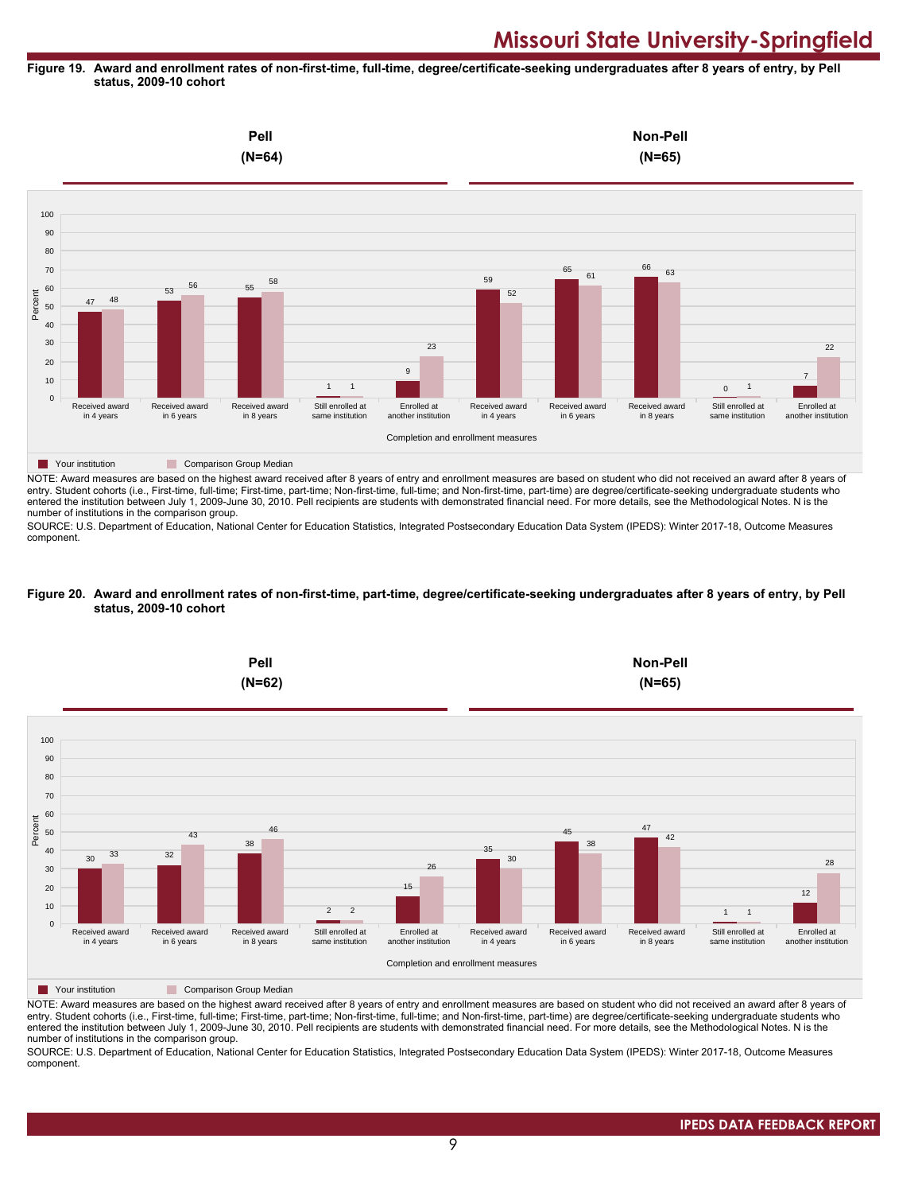# Missouri State University-Springfield

**Figure 19. Award and enrollment rates of non-first-time, full-time, degree/certificate-seeking undergraduates after 8 years of entry, by Pell status, 2009-10 cohort**

| Completion and enrollment measures | Pell (N=64): Your institution | Pell (N=64): Comparison Group Median | Non-Pell (N=65): Your institution | Non-Pell (N=65): Comparison Group Median |
|---|---|---|---|---|
| Received award in 4 years | 47 | 48 | 59 | 52 |
| Received award in 6 years | 53 | 56 | 65 | 61 |
| Received award in 8 years | 55 | 58 | 66 | 63 |
| Still enrolled at same institution | 1 | 1 | 0 | 1 |
| Enrolled at another institution | 9 | 23 | 7 | 22 |

NOTE: Award measures are based on the highest award received after 8 years of entry and enrollment measures are based on student who did not received an award after 8 years of entry. Student cohorts (i.e., First-time, full-time; First-time, part-time; Non-first-time, full-time; and Non-first-time, part-time) are degree/certificate-seeking undergraduate students who entered the institution between July 1, 2009-June 30, 2010. Pell recipients are students with demonstrated financial need. For more details, see the Methodological Notes. N is the number of institutions in the comparison group.

SOURCE: U.S. Department of Education, National Center for Education Statistics, Integrated Postsecondary Education Data System (IPEDS): Winter 2017-18, Outcome Measures component.

**Figure 20. Award and enrollment rates of non-first-time, part-time, degree/certificate-seeking undergraduates after 8 years of entry, by Pell status, 2009-10 cohort**

| Completion and enrollment measures | Pell (N=62): Your institution | Pell (N=62): Comparison Group Median | Non-Pell (N=65): Your institution | Non-Pell (N=65): Comparison Group Median |
|---|---|---|---|---|
| Received award in 4 years | 30 | 33 | 35 | 30 |
| Received award in 6 years | 32 | 43 | 45 | 38 |
| Received award in 8 years | 38 | 46 | 47 | 42 |
| Still enrolled at same institution | 2 | 2 | 1 | 1 |
| Enrolled at another institution | 15 | 26 | 12 | 28 |

NOTE: Award measures are based on the highest award received after 8 years of entry and enrollment measures are based on student who did not received an award after 8 years of entry. Student cohorts (i.e., First-time, full-time; First-time, part-time; Non-first-time, full-time; and Non-first-time, part-time) are degree/certificate-seeking undergraduate students who entered the institution between July 1, 2009-June 30, 2010. Pell recipients are students with demonstrated financial need. For more details, see the Methodological Notes. N is the number of institutions in the comparison group.

SOURCE: U.S. Department of Education, National Center for Education Statistics, Integrated Postsecondary Education Data System (IPEDS): Winter 2017-18, Outcome Measures component.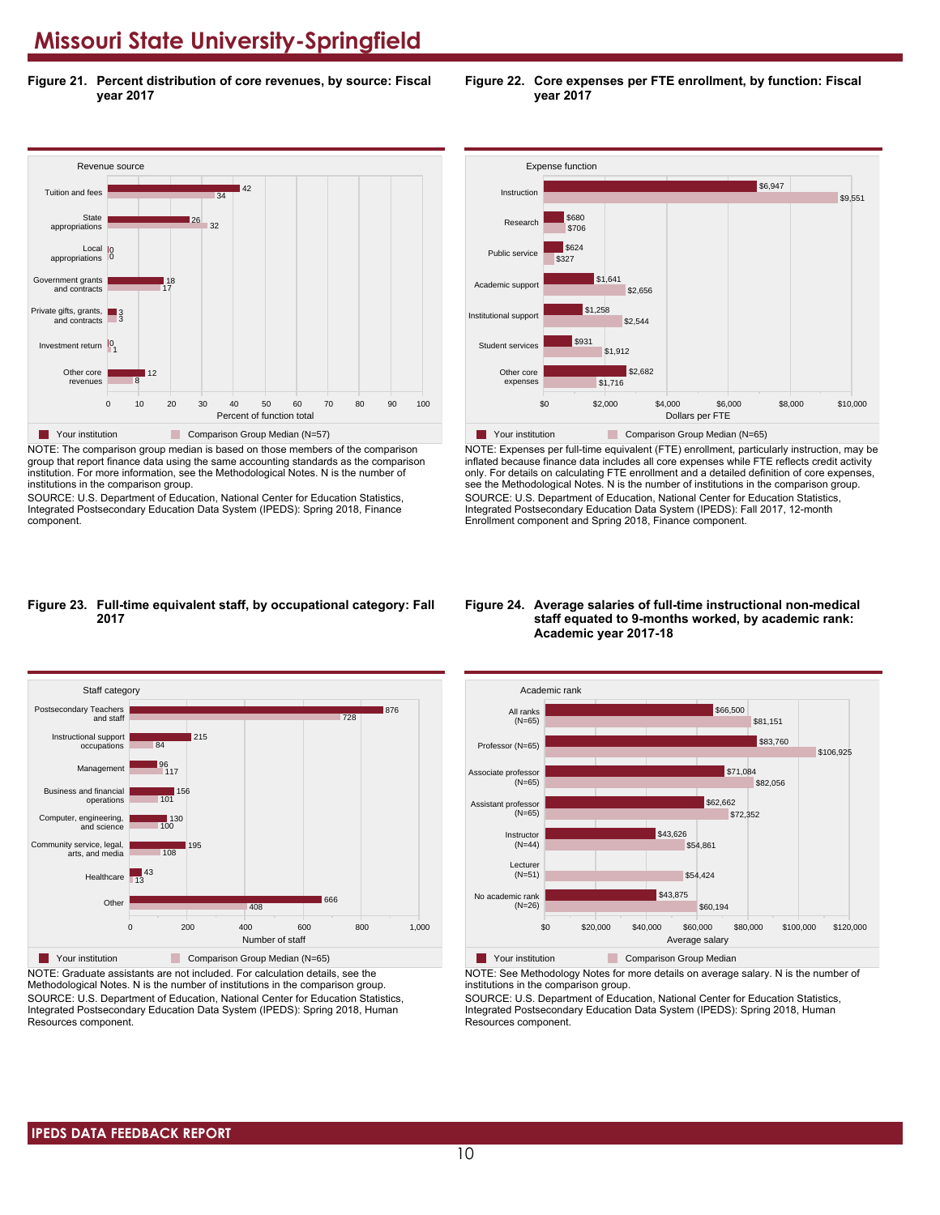# Missouri State University-Springfield

**Figure 21. Percent distribution of core revenues, by source: Fiscal year 2017**

| Revenue source | Your institution | Comparison Group Median (N=57) |
| --- | --- | --- |
| Tuition and fees | 42 | 34 |
| State appropriations | 26 | 32 |
| Local appropriations | 0 | 0 |
| Government grants and contracts | 18 | 17 |
| Private gifts, grants, and contracts | 3 | 3 |
| Investment return | 0 | 1 |
| Other core revenues | 12 | 8 |

Percent of function total

NOTE: The comparison group median is based on those members of the comparison group that report finance data using the same accounting standards as the comparison institution. For more information, see the Methodological Notes. N is the number of institutions in the comparison group.
SOURCE: U.S. Department of Education, National Center for Education Statistics, Integrated Postsecondary Education Data System (IPEDS): Spring 2018, Finance component.

**Figure 22. Core expenses per FTE enrollment, by function: Fiscal year 2017**

| Expense function | Your institution | Comparison Group Median (N=65) |
| --- | --- | --- |
| Instruction | $6,947 | $9,551 |
| Research | $680 | $706 |
| Public service | $624 | $327 |
| Academic support | $1,641 | $2,656 |
| Institutional support | $1,258 | $2,544 |
| Student services | $931 | $1,912 |
| Other core expenses | $2,682 | $1,716 |

Dollars per FTE

NOTE: Expenses per full-time equivalent (FTE) enrollment, particularly instruction, may be inflated because finance data includes all core expenses while FTE reflects credit activity only. For details on calculating FTE enrollment and a detailed definition of core expenses, see the Methodological Notes. N is the number of institutions in the comparison group.
SOURCE: U.S. Department of Education, National Center for Education Statistics, Integrated Postsecondary Education Data System (IPEDS): Fall 2017, 12-month Enrollment component and Spring 2018, Finance component.

**Figure 23. Full-time equivalent staff, by occupational category: Fall 2017**

| Staff category | Your institution | Comparison Group Median (N=65) |
| --- | --- | --- |
| Postsecondary Teachers and staff | 876 | 728 |
| Instructional support occupations | 215 | 84 |
| Management | 96 | 117 |
| Business and financial operations | 156 | 101 |
| Computer, engineering, and science | 130 | 100 |
| Community service, legal, arts, and media | 195 | 108 |
| Healthcare | 43 | 13 |
| Other | 666 | 408 |

Number of staff

NOTE: Graduate assistants are not included. For calculation details, see the Methodological Notes. N is the number of institutions in the comparison group.
SOURCE: U.S. Department of Education, National Center for Education Statistics, Integrated Postsecondary Education Data System (IPEDS): Spring 2018, Human Resources component.

**Figure 24. Average salaries of full-time instructional non-medical staff equated to 9-months worked, by academic rank: Academic year 2017-18**

| Academic rank | Your institution | Comparison Group Median |
| --- | --- | --- |
| All ranks (N=65) | $66,500 | $81,151 |
| Professor (N=65) | $83,760 | $106,925 |
| Associate professor (N=65) | $71,084 | $82,056 |
| Assistant professor (N=65) | $62,662 | $72,352 |
| Instructor (N=44) | $43,626 | $54,861 |
| Lecturer (N=51) | | $54,424 |
| No academic rank (N=26) | $43,875 | $60,194 |

Average salary

NOTE: See Methodology Notes for more details on average salary. N is the number of institutions in the comparison group.
SOURCE: U.S. Department of Education, National Center for Education Statistics, Integrated Postsecondary Education Data System (IPEDS): Spring 2018, Human Resources component.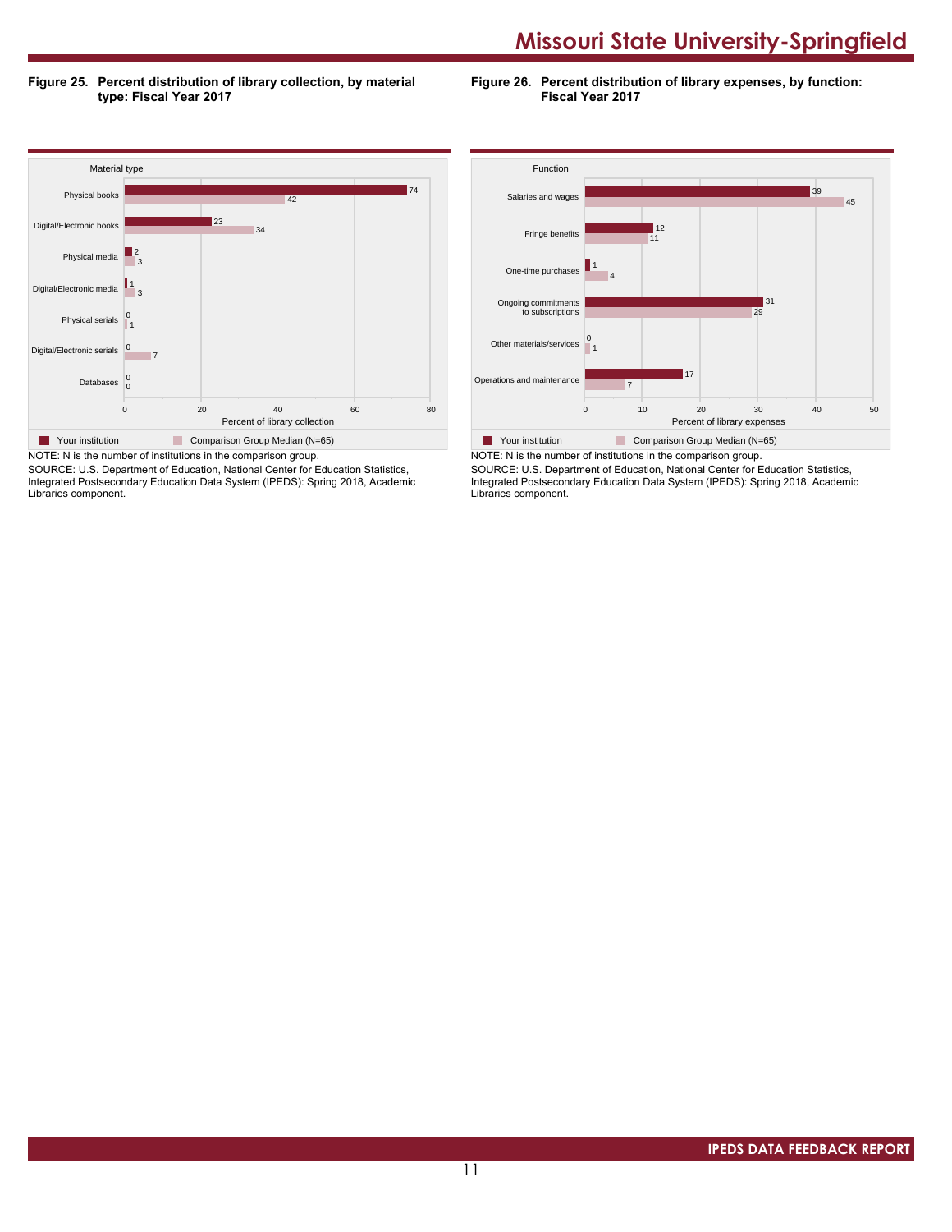**Figure 25. Percent distribution of library collection, by material type: Fiscal Year 2017**

| Material type | Your institution | Comparison Group Median (N=65) |
|---|---|---|
| Physical books | 74 | 42 |
| Digital/Electronic books | 23 | 34 |
| Physical media | 2 | 3 |
| Digital/Electronic media | 1 | 3 |
| Physical serials | 0 | 1 |
| Digital/Electronic serials | 0 | 7 |
| Databases | 0 | 0 |

Percent of library collection

NOTE: N is the number of institutions in the comparison group.
SOURCE: U.S. Department of Education, National Center for Education Statistics, Integrated Postsecondary Education Data System (IPEDS): Spring 2018, Academic Libraries component.

**Figure 26. Percent distribution of library expenses, by function: Fiscal Year 2017**

| Function | Your institution | Comparison Group Median (N=65) |
|---|---|---|
| Salaries and wages | 39 | 45 |
| Fringe benefits | 12 | 11 |
| One-time purchases | 1 | 4 |
| Ongoing commitments to subscriptions | 31 | 29 |
| Other materials/services | 0 | 1 |
| Operations and maintenance | 17 | 7 |

Percent of library expenses

NOTE: N is the number of institutions in the comparison group.
SOURCE: U.S. Department of Education, National Center for Education Statistics, Integrated Postsecondary Education Data System (IPEDS): Spring 2018, Academic Libraries component.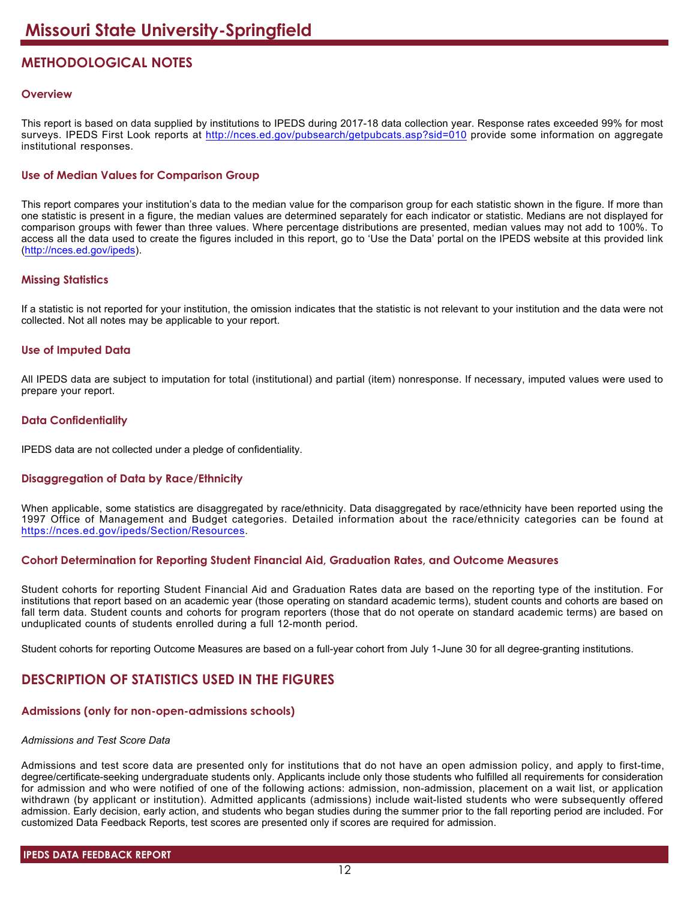# Missouri State University-Springfield

## METHODOLOGICAL NOTES

### Overview

This report is based on data supplied by institutions to IPEDS during 2017-18 data collection year. Response rates exceeded 99% for most surveys. IPEDS First Look reports at http://nces.ed.gov/pubsearch/getpubcats.asp?sid=010 provide some information on aggregate institutional responses.

### Use of Median Values for Comparison Group

This report compares your institution's data to the median value for the comparison group for each statistic shown in the figure. If more than one statistic is present in a figure, the median values are determined separately for each indicator or statistic. Medians are not displayed for comparison groups with fewer than three values. Where percentage distributions are presented, median values may not add to 100%. To access all the data used to create the figures included in this report, go to 'Use the Data' portal on the IPEDS website at this provided link (http://nces.ed.gov/ipeds).

### Missing Statistics

If a statistic is not reported for your institution, the omission indicates that the statistic is not relevant to your institution and the data were not collected. Not all notes may be applicable to your report.

### Use of Imputed Data

All IPEDS data are subject to imputation for total (institutional) and partial (item) nonresponse. If necessary, imputed values were used to prepare your report.

### Data Confidentiality

IPEDS data are not collected under a pledge of confidentiality.

### Disaggregation of Data by Race/Ethnicity

When applicable, some statistics are disaggregated by race/ethnicity. Data disaggregated by race/ethnicity have been reported using the 1997 Office of Management and Budget categories. Detailed information about the race/ethnicity categories can be found at https://nces.ed.gov/ipeds/Section/Resources.

### Cohort Determination for Reporting Student Financial Aid, Graduation Rates, and Outcome Measures

Student cohorts for reporting Student Financial Aid and Graduation Rates data are based on the reporting type of the institution. For institutions that report based on an academic year (those operating on standard academic terms), student counts and cohorts are based on fall term data. Student counts and cohorts for program reporters (those that do not operate on standard academic terms) are based on unduplicated counts of students enrolled during a full 12-month period.

Student cohorts for reporting Outcome Measures are based on a full-year cohort from July 1-June 30 for all degree-granting institutions.

## DESCRIPTION OF STATISTICS USED IN THE FIGURES

### Admissions (only for non-open-admissions schools)

*Admissions and Test Score Data*

Admissions and test score data are presented only for institutions that do not have an open admission policy, and apply to first-time, degree/certificate-seeking undergraduate students only. Applicants include only those students who fulfilled all requirements for consideration for admission and who were notified of one of the following actions: admission, non-admission, placement on a wait list, or application withdrawn (by applicant or institution). Admitted applicants (admissions) include wait-listed students who were subsequently offered admission. Early decision, early action, and students who began studies during the summer prior to the fall reporting period are included. For customized Data Feedback Reports, test scores are presented only if scores are required for admission.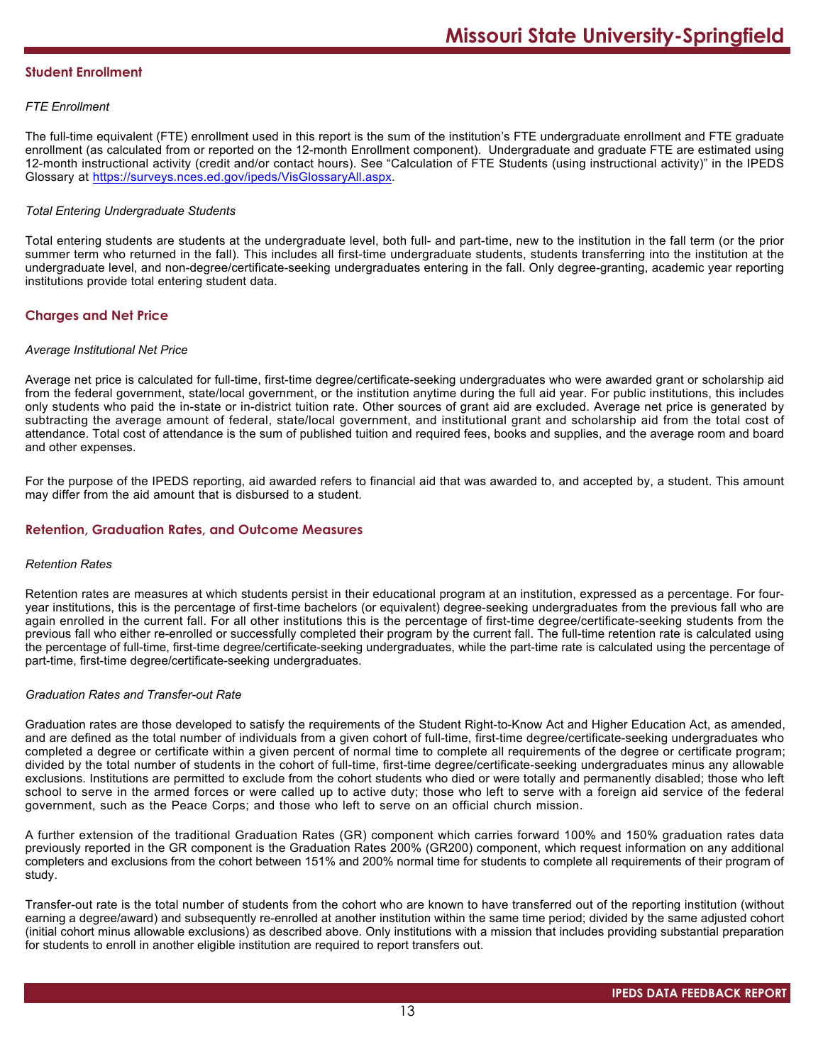## Student Enrollment

*FTE Enrollment*

The full-time equivalent (FTE) enrollment used in this report is the sum of the institution's FTE undergraduate enrollment and FTE graduate enrollment (as calculated from or reported on the 12-month Enrollment component). Undergraduate and graduate FTE are estimated using 12-month instructional activity (credit and/or contact hours). See "Calculation of FTE Students (using instructional activity)" in the IPEDS Glossary at https://surveys.nces.ed.gov/ipeds/VisGlossaryAll.aspx.

*Total Entering Undergraduate Students*

Total entering students are students at the undergraduate level, both full- and part-time, new to the institution in the fall term (or the prior summer term who returned in the fall). This includes all first-time undergraduate students, students transferring into the institution at the undergraduate level, and non-degree/certificate-seeking undergraduates entering in the fall. Only degree-granting, academic year reporting institutions provide total entering student data.

## Charges and Net Price

*Average Institutional Net Price*

Average net price is calculated for full-time, first-time degree/certificate-seeking undergraduates who were awarded grant or scholarship aid from the federal government, state/local government, or the institution anytime during the full aid year. For public institutions, this includes only students who paid the in-state or in-district tuition rate. Other sources of grant aid are excluded. Average net price is generated by subtracting the average amount of federal, state/local government, and institutional grant and scholarship aid from the total cost of attendance. Total cost of attendance is the sum of published tuition and required fees, books and supplies, and the average room and board and other expenses.

For the purpose of the IPEDS reporting, aid awarded refers to financial aid that was awarded to, and accepted by, a student. This amount may differ from the aid amount that is disbursed to a student.

## Retention, Graduation Rates, and Outcome Measures

*Retention Rates*

Retention rates are measures at which students persist in their educational program at an institution, expressed as a percentage. For four-year institutions, this is the percentage of first-time bachelors (or equivalent) degree-seeking undergraduates from the previous fall who are again enrolled in the current fall. For all other institutions this is the percentage of first-time degree/certificate-seeking students from the previous fall who either re-enrolled or successfully completed their program by the current fall. The full-time retention rate is calculated using the percentage of full-time, first-time degree/certificate-seeking undergraduates, while the part-time rate is calculated using the percentage of part-time, first-time degree/certificate-seeking undergraduates.

*Graduation Rates and Transfer-out Rate*

Graduation rates are those developed to satisfy the requirements of the Student Right-to-Know Act and Higher Education Act, as amended, and are defined as the total number of individuals from a given cohort of full-time, first-time degree/certificate-seeking undergraduates who completed a degree or certificate within a given percent of normal time to complete all requirements of the degree or certificate program; divided by the total number of students in the cohort of full-time, first-time degree/certificate-seeking undergraduates minus any allowable exclusions. Institutions are permitted to exclude from the cohort students who died or were totally and permanently disabled; those who left school to serve in the armed forces or were called up to active duty; those who left to serve with a foreign aid service of the federal government, such as the Peace Corps; and those who left to serve on an official church mission.

A further extension of the traditional Graduation Rates (GR) component which carries forward 100% and 150% graduation rates data previously reported in the GR component is the Graduation Rates 200% (GR200) component, which request information on any additional completers and exclusions from the cohort between 151% and 200% normal time for students to complete all requirements of their program of study.

Transfer-out rate is the total number of students from the cohort who are known to have transferred out of the reporting institution (without earning a degree/award) and subsequently re-enrolled at another institution within the same time period; divided by the same adjusted cohort (initial cohort minus allowable exclusions) as described above. Only institutions with a mission that includes providing substantial preparation for students to enroll in another eligible institution are required to report transfers out.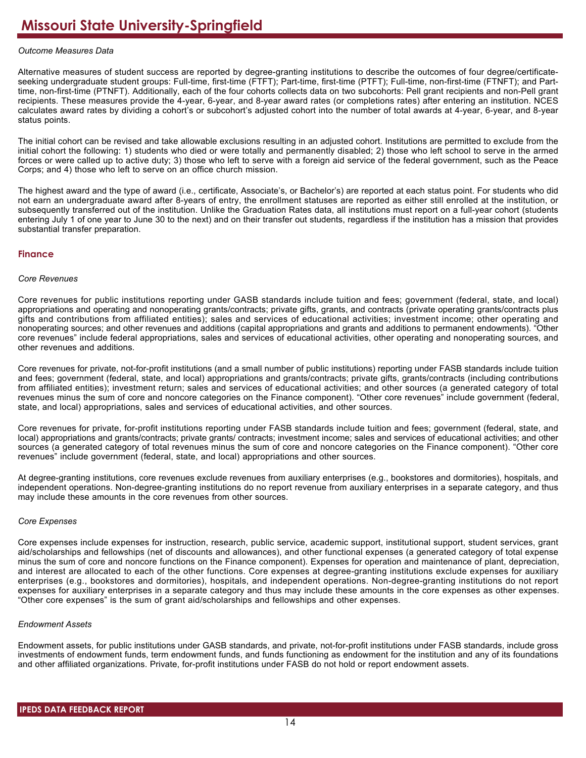*Outcome Measures Data*

Alternative measures of student success are reported by degree-granting institutions to describe the outcomes of four degree/certificate-seeking undergraduate student groups: Full-time, first-time (FTFT); Part-time, first-time (PTFT); Full-time, non-first-time (FTNFT); and Part-time, non-first-time (PTNFT). Additionally, each of the four cohorts collects data on two subcohorts: Pell grant recipients and non-Pell grant recipients. These measures provide the 4-year, 6-year, and 8-year award rates (or completions rates) after entering an institution. NCES calculates award rates by dividing a cohort's or subcohort's adjusted cohort into the number of total awards at 4-year, 6-year, and 8-year status points.

The initial cohort can be revised and take allowable exclusions resulting in an adjusted cohort. Institutions are permitted to exclude from the initial cohort the following: 1) students who died or were totally and permanently disabled; 2) those who left school to serve in the armed forces or were called up to active duty; 3) those who left to serve with a foreign aid service of the federal government, such as the Peace Corps; and 4) those who left to serve on an office church mission.

The highest award and the type of award (i.e., certificate, Associate's, or Bachelor's) are reported at each status point. For students who did not earn an undergraduate award after 8-years of entry, the enrollment statuses are reported as either still enrolled at the institution, or subsequently transferred out of the institution. Unlike the Graduation Rates data, all institutions must report on a full-year cohort (students entering July 1 of one year to June 30 to the next) and on their transfer out students, regardless if the institution has a mission that provides substantial transfer preparation.

## Finance

*Core Revenues*

Core revenues for public institutions reporting under GASB standards include tuition and fees; government (federal, state, and local) appropriations and operating and nonoperating grants/contracts; private gifts, grants, and contracts (private operating grants/contracts plus gifts and contributions from affiliated entities); sales and services of educational activities; investment income; other operating and nonoperating sources; and other revenues and additions (capital appropriations and grants and additions to permanent endowments). "Other core revenues" include federal appropriations, sales and services of educational activities, other operating and nonoperating sources, and other revenues and additions.

Core revenues for private, not-for-profit institutions (and a small number of public institutions) reporting under FASB standards include tuition and fees; government (federal, state, and local) appropriations and grants/contracts; private gifts, grants/contracts (including contributions from affiliated entities); investment return; sales and services of educational activities; and other sources (a generated category of total revenues minus the sum of core and noncore categories on the Finance component). "Other core revenues" include government (federal, state, and local) appropriations, sales and services of educational activities, and other sources.

Core revenues for private, for-profit institutions reporting under FASB standards include tuition and fees; government (federal, state, and local) appropriations and grants/contracts; private grants/ contracts; investment income; sales and services of educational activities; and other sources (a generated category of total revenues minus the sum of core and noncore categories on the Finance component). "Other core revenues" include government (federal, state, and local) appropriations and other sources.

At degree-granting institutions, core revenues exclude revenues from auxiliary enterprises (e.g., bookstores and dormitories), hospitals, and independent operations. Non-degree-granting institutions do no report revenue from auxiliary enterprises in a separate category, and thus may include these amounts in the core revenues from other sources.

*Core Expenses*

Core expenses include expenses for instruction, research, public service, academic support, institutional support, student services, grant aid/scholarships and fellowships (net of discounts and allowances), and other functional expenses (a generated category of total expense minus the sum of core and noncore functions on the Finance component). Expenses for operation and maintenance of plant, depreciation, and interest are allocated to each of the other functions. Core expenses at degree-granting institutions exclude expenses for auxiliary enterprises (e.g., bookstores and dormitories), hospitals, and independent operations. Non-degree-granting institutions do not report expenses for auxiliary enterprises in a separate category and thus may include these amounts in the core expenses as other expenses. "Other core expenses" is the sum of grant aid/scholarships and fellowships and other expenses.

*Endowment Assets*

Endowment assets, for public institutions under GASB standards, and private, not-for-profit institutions under FASB standards, include gross investments of endowment funds, term endowment funds, and funds functioning as endowment for the institution and any of its foundations and other affiliated organizations. Private, for-profit institutions under FASB do not hold or report endowment assets.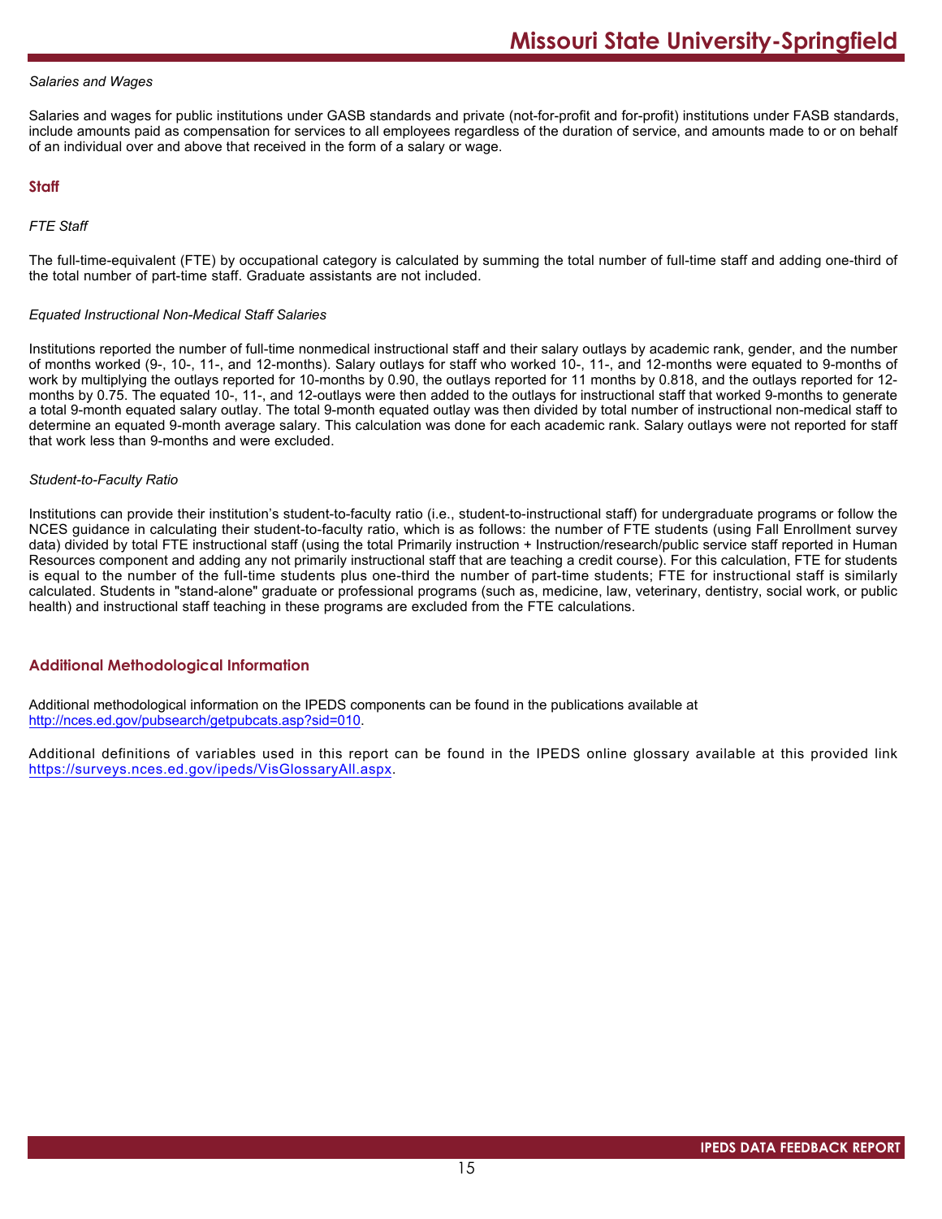*Salaries and Wages*

Salaries and wages for public institutions under GASB standards and private (not-for-profit and for-profit) institutions under FASB standards, include amounts paid as compensation for services to all employees regardless of the duration of service, and amounts made to or on behalf of an individual over and above that received in the form of a salary or wage.

## Staff

*FTE Staff*

The full-time-equivalent (FTE) by occupational category is calculated by summing the total number of full-time staff and adding one-third of the total number of part-time staff. Graduate assistants are not included.

*Equated Instructional Non-Medical Staff Salaries*

Institutions reported the number of full-time nonmedical instructional staff and their salary outlays by academic rank, gender, and the number of months worked (9-, 10-, 11-, and 12-months). Salary outlays for staff who worked 10-, 11-, and 12-months were equated to 9-months of work by multiplying the outlays reported for 10-months by 0.90, the outlays reported for 11 months by 0.818, and the outlays reported for 12-months by 0.75. The equated 10-, 11-, and 12-outlays were then added to the outlays for instructional staff that worked 9-months to generate a total 9-month equated salary outlay. The total 9-month equated outlay was then divided by total number of instructional non-medical staff to determine an equated 9-month average salary. This calculation was done for each academic rank. Salary outlays were not reported for staff that work less than 9-months and were excluded.

*Student-to-Faculty Ratio*

Institutions can provide their institution's student-to-faculty ratio (i.e., student-to-instructional staff) for undergraduate programs or follow the NCES guidance in calculating their student-to-faculty ratio, which is as follows: the number of FTE students (using Fall Enrollment survey data) divided by total FTE instructional staff (using the total Primarily instruction + Instruction/research/public service staff reported in Human Resources component and adding any not primarily instructional staff that are teaching a credit course). For this calculation, FTE for students is equal to the number of the full-time students plus one-third the number of part-time students; FTE for instructional staff is similarly calculated. Students in "stand-alone" graduate or professional programs (such as, medicine, law, veterinary, dentistry, social work, or public health) and instructional staff teaching in these programs are excluded from the FTE calculations.

## Additional Methodological Information

Additional methodological information on the IPEDS components can be found in the publications available at http://nces.ed.gov/pubsearch/getpubcats.asp?sid=010.

Additional definitions of variables used in this report can be found in the IPEDS online glossary available at this provided link https://surveys.nces.ed.gov/ipeds/VisGlossaryAll.aspx.